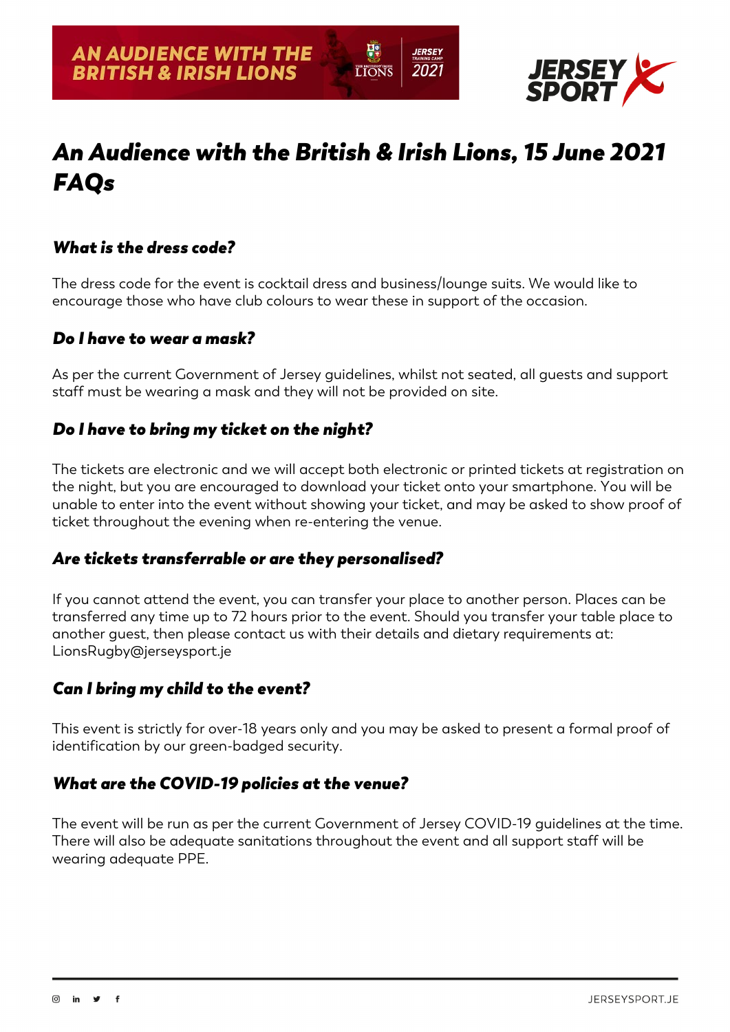# *An Audience with the British & Irish Lions, 15 June 2021 FAQs*

### *What is the dress code?*

The dress code for the event is cocktail dress and business/lounge suits. We would like to encourage those who have club colours to wear these in support of the occasion.

### *Do I have to wear a mask?*

As per the current Government of Jersey guidelines, whilst not seated, all guests and support staff must be wearing a mask and they will not be provided on site.

### *Do I have to bring my ticket on the night?*

The tickets are electronic and we will accept both electronic or printed tickets at registration on the night, but you are encouraged to download your ticket onto your smartphone. You will be unable to enter into the event without showing your ticket, and may be asked to show proof of ticket throughout the evening when re-entering the venue.

### *Are tickets transferrable or are they personalised?*

If you cannot attend the event, you can transfer your place to another person. Places can be transferred any time up to 72 hours prior to the event. Should you transfer your table place to another guest, then please contact us with their details and dietary requirements at: LionsRugby@jerseysport.je

### *Can I bring my child to the event?*

This event is strictly for over-18 years only and you may be asked to present a formal proof of identification by our green-badged security.

### *What are the COVID-19 policies at the venue?*

The event will be run as per the current Government of Jersey COVID-19 guidelines at the time. There will also be adequate sanitations throughout the event and all support staff will be wearing adequate PPE.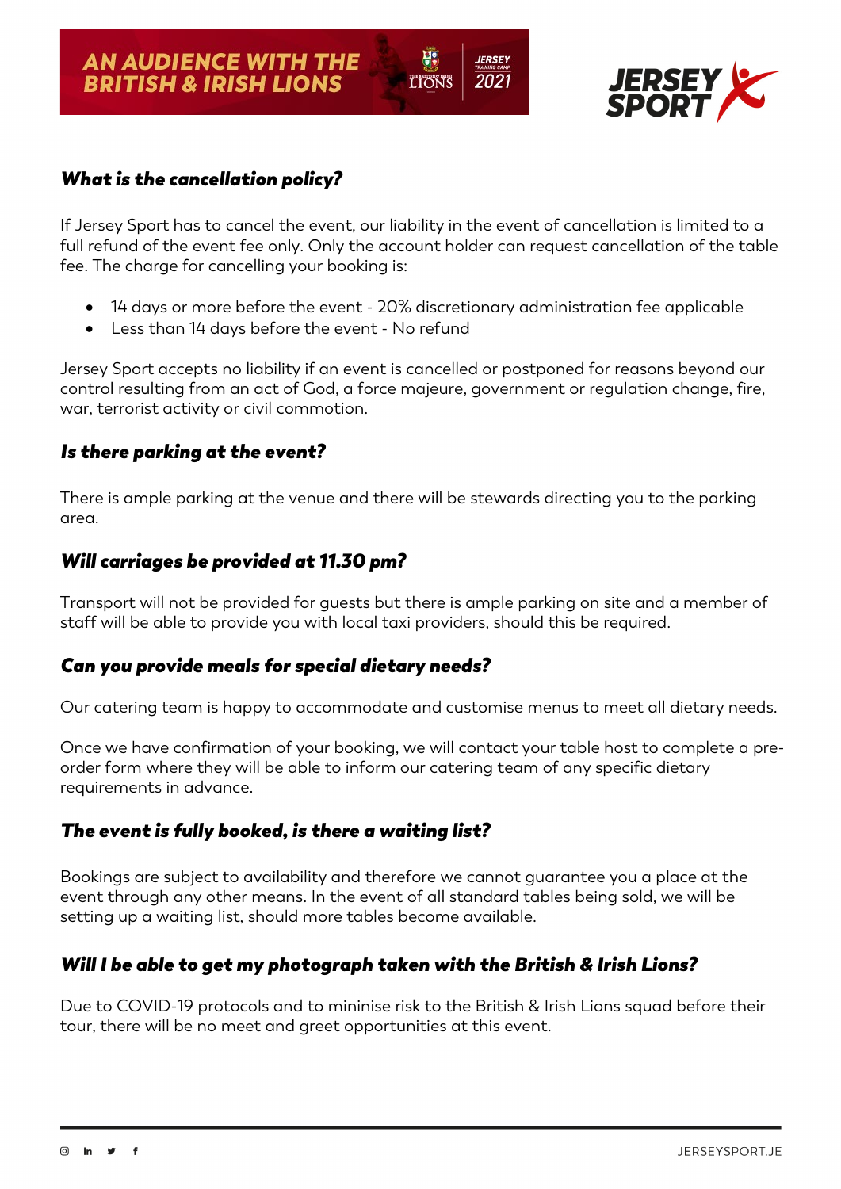### *What is the cancellation policy?*

If Jersey Sport has to cancel the event, our liability in the event of cancellation is limited to a full refund of the event fee only. Only the account holder can request cancellation of the table fee. The charge for cancelling your booking is:

- 14 days or more before the event - 20% discretionary administration fee applicable
- Less than 14 days before the event - No refund

Jersey Sport accepts no liability if an event is cancelled or postponed for reasons beyond our control resulting from an act of God, a force majeure, government or regulation change, fire, war, terrorist activity or civil commotion.

### *Is there parking at the event?*

There is ample parking at the venue and there will be stewards directing you to the parking area.

### *Will carriages be provided at 11.30 pm?*

Transport will not be provided for guests but there is ample parking on site and a member of staff will be able to provide you with local taxi providers, should this be required.

### *Can you provide meals for special dietary needs?*

Our catering team is happy to accommodate and customise menus to meet all dietary needs.

Once we have confirmation of your booking, we will contact your table host to complete a pre-order form where they will be able to inform our catering team of any specific dietary requirements in advance.

### *The event is fully booked, is there a waiting list?*

Bookings are subject to availability and therefore we cannot guarantee you a place at the event through any other means. In the event of all standard tables being sold, we will be setting up a waiting list, should more tables become available.

### *Will I be able to get my photograph taken with the British & Irish Lions?*

Due to COVID-19 protocols and to mininise risk to the British & Irish Lions squad before their tour, there will be no meet and greet opportunities at this event.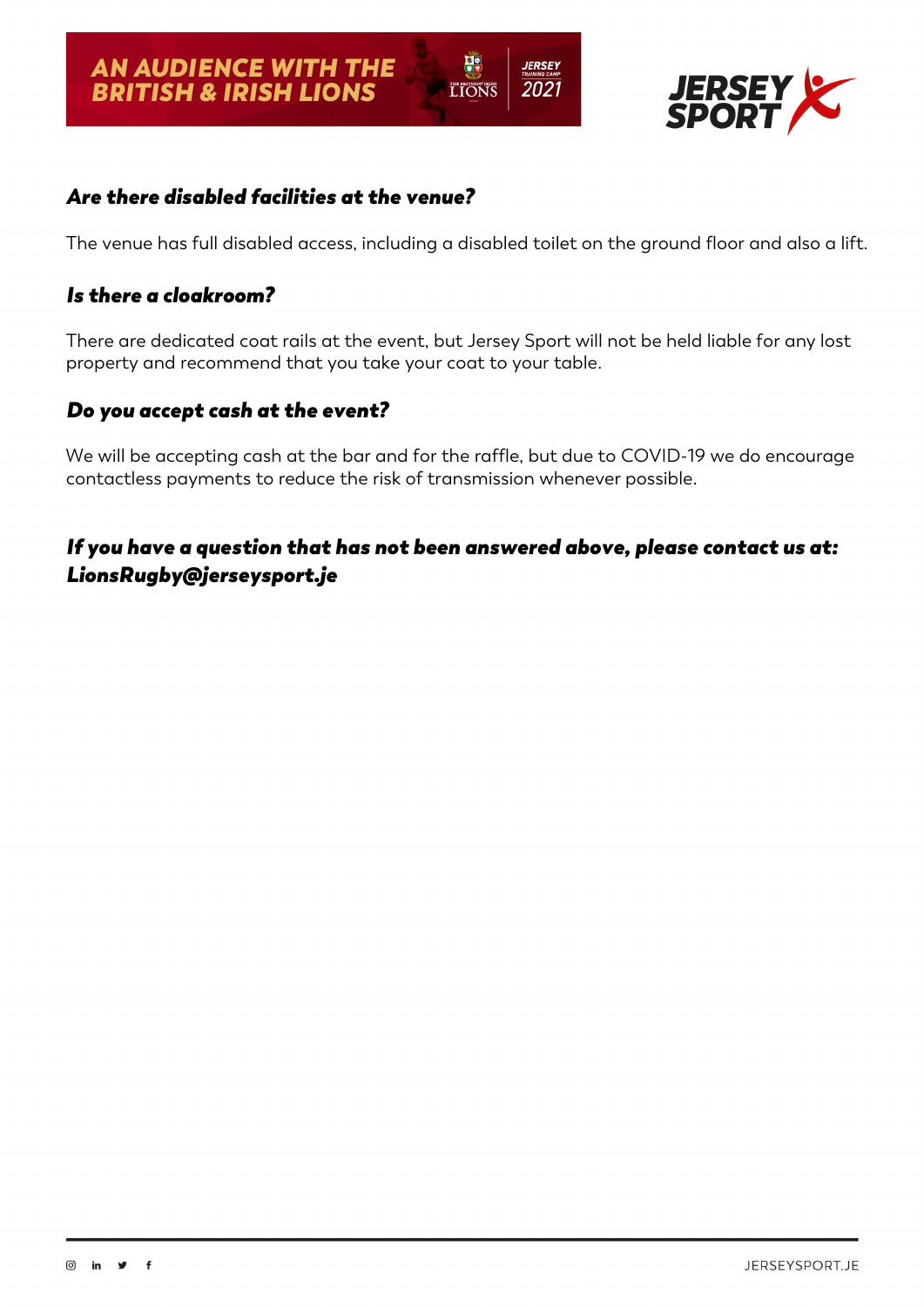### *Are there disabled facilities at the venue?*

The venue has full disabled access, including a disabled toilet on the ground floor and also a lift.

### *Is there a cloakroom?*

There are dedicated coat rails at the event, but Jersey Sport will not be held liable for any lost property and recommend that you take your coat to your table.

### *Do you accept cash at the event?*

We will be accepting cash at the bar and for the raffle, but due to COVID-19 we do encourage contactless payments to reduce the risk of transmission whenever possible.

***If you have a question that has not been answered above, please contact us at: LionsRugby@jerseysport.je***